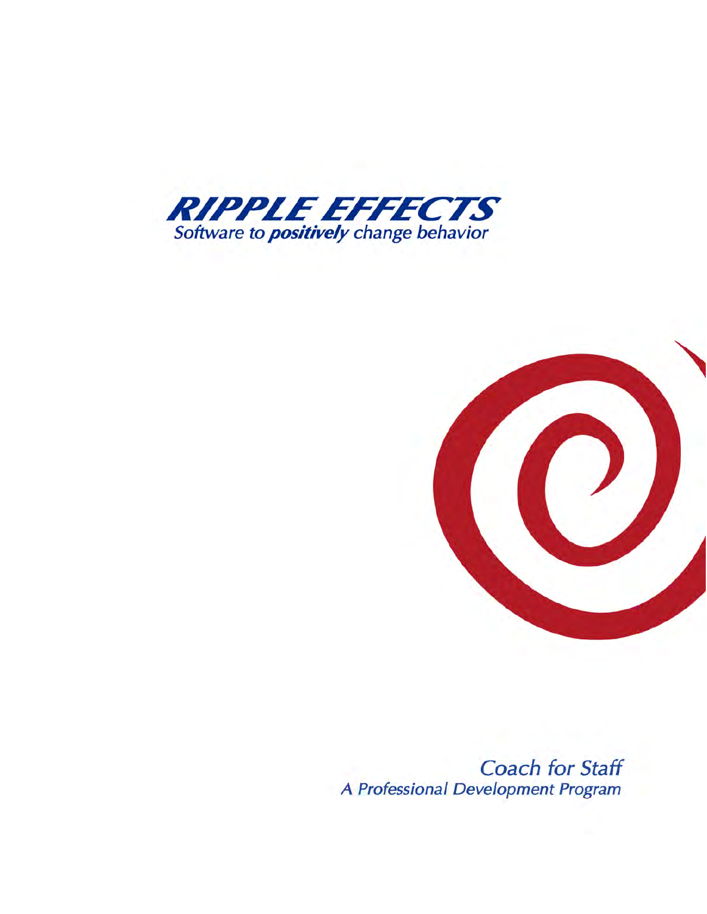# RIPPLE EFFECTS

Software to ***positively*** change behavior

## Coach for Staff

### *A Professional Development Program*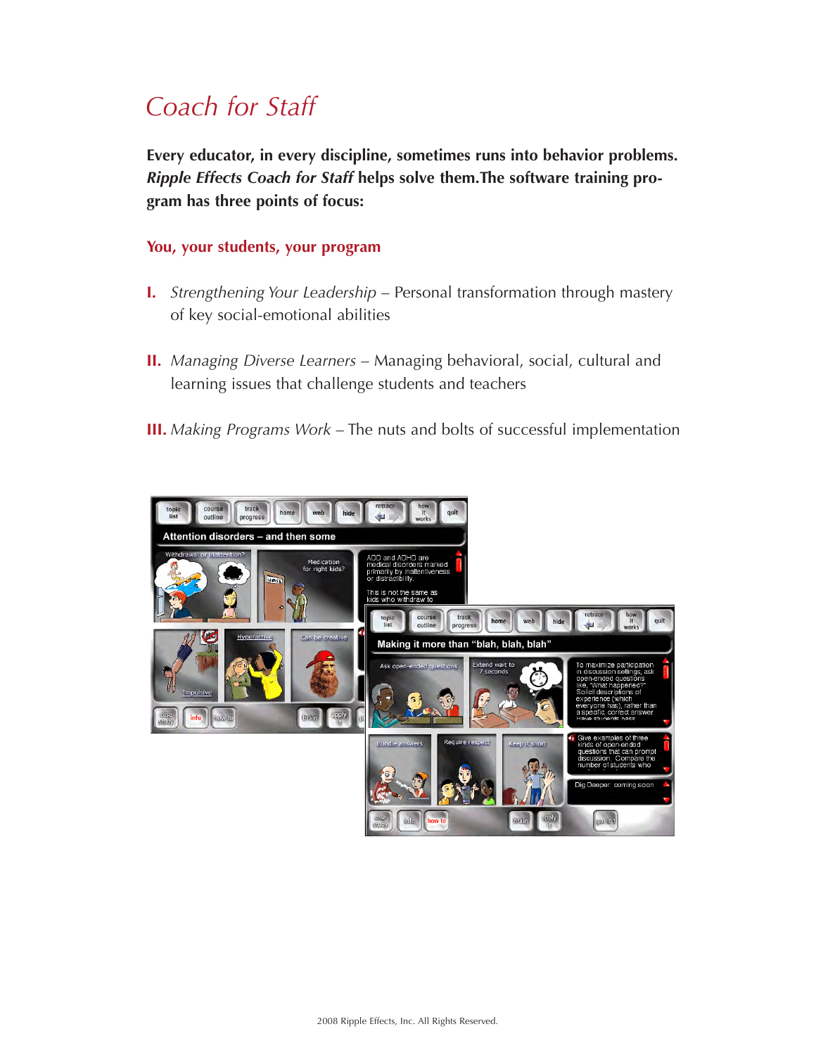# Coach for Staff

**Every educator, in every discipline, sometimes runs into behavior problems. *Ripple Effects Coach for Staff* helps solve them.The software training program has three points of focus:**

## You, your students, your program

**I.** *Strengthening Your Leadership* – Personal transformation through mastery of key social-emotional abilities

**II.** *Managing Diverse Learners* – Managing behavioral, social, cultural and learning issues that challenge students and teachers

**III.** *Making Programs Work* – The nuts and bolts of successful implementation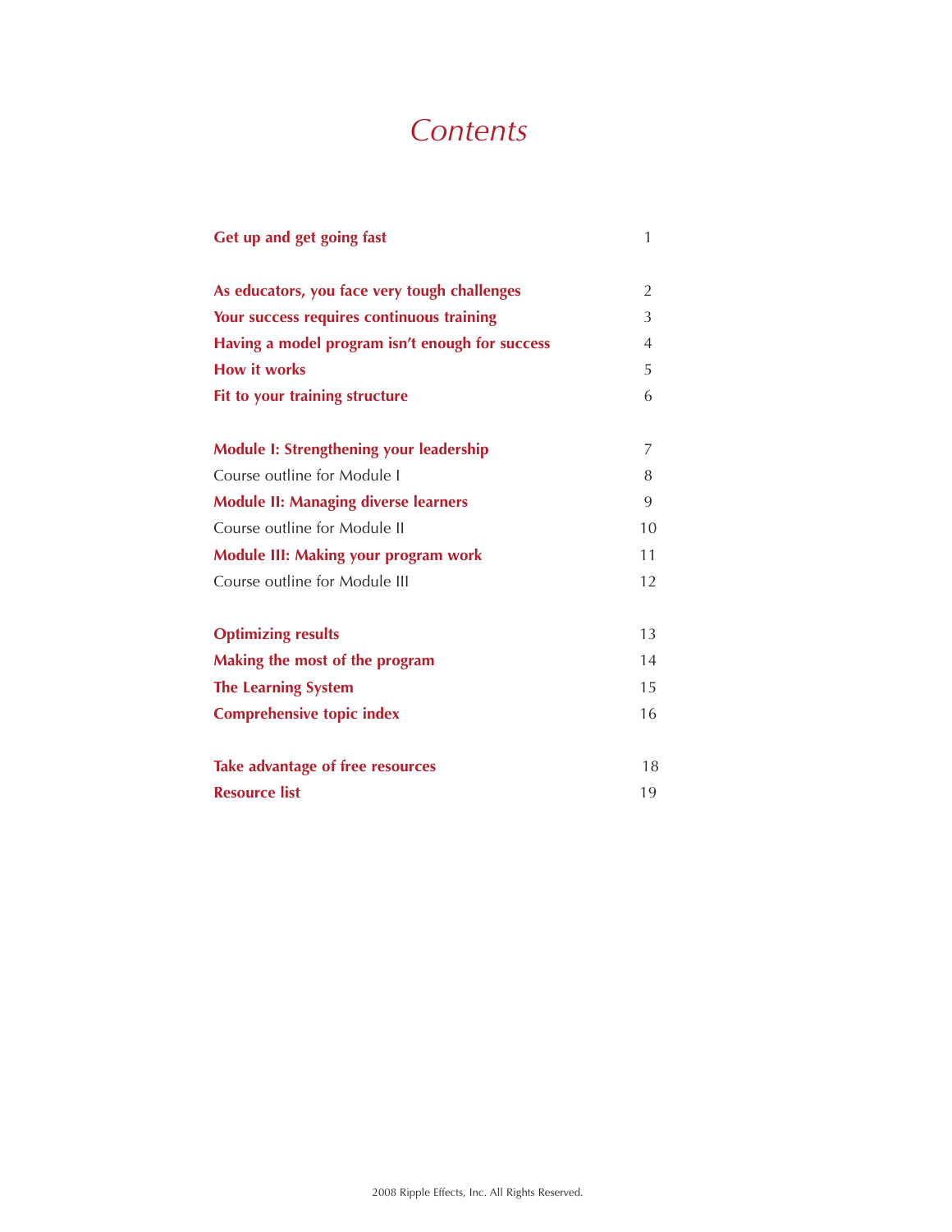# *Contents*

| | |
|---|---|
| **Get up and get going fast** | 1 |
| | |
| **As educators, you face very tough challenges** | 2 |
| **Your success requires continuous training** | 3 |
| **Having a model program isn't enough for success** | 4 |
| **How it works** | 5 |
| **Fit to your training structure** | 6 |
| | |
| **Module I: Strengthening your leadership** | 7 |
| Course outline for Module I | 8 |
| **Module II: Managing diverse learners** | 9 |
| Course outline for Module II | 10 |
| **Module III: Making your program work** | 11 |
| Course outline for Module III | 12 |
| | |
| **Optimizing results** | 13 |
| **Making the most of the program** | 14 |
| **The Learning System** | 15 |
| **Comprehensive topic index** | 16 |
| | |
| **Take advantage of free resources** | 18 |
| **Resource list** | 19 |

2008 Ripple Effects, Inc. All Rights Reserved.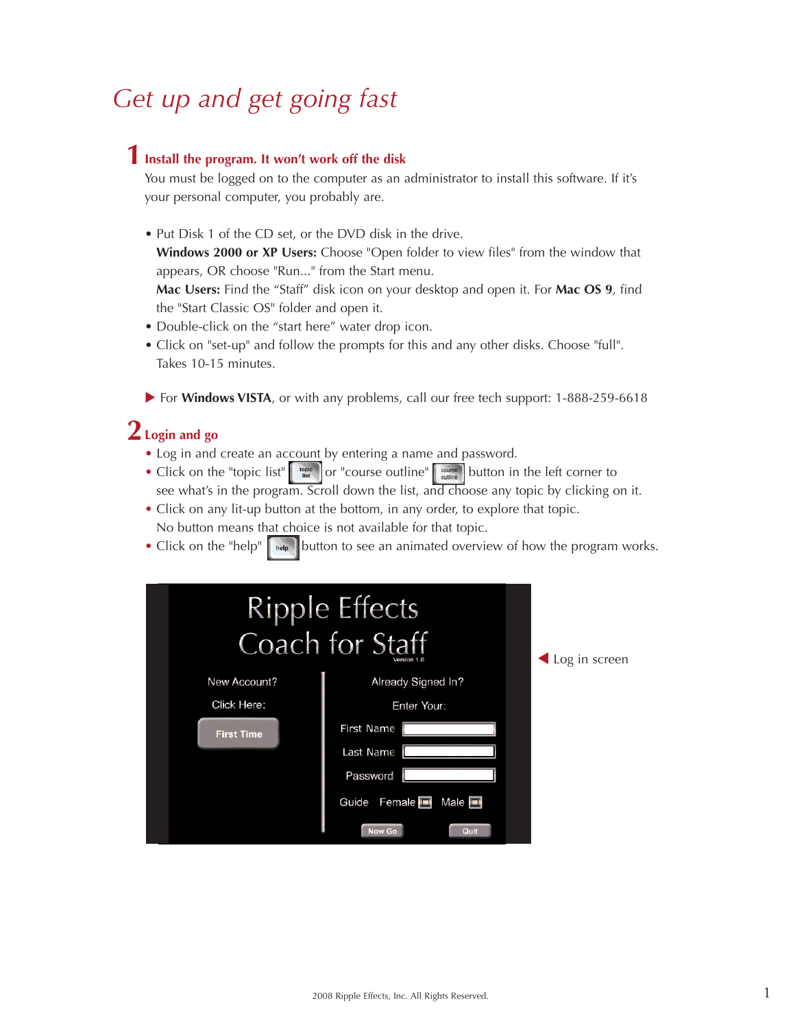# *Get up and get going fast*

## 1 Install the program. It won't work off the disk

You must be logged on to the computer as an administrator to install this software. If it's your personal computer, you probably are.

- Put Disk 1 of the CD set, or the DVD disk in the drive.
  **Windows 2000 or XP Users:** Choose "Open folder to view files" from the window that appears, OR choose "Run..." from the Start menu.
  **Mac Users:** Find the "Staff" disk icon on your desktop and open it. For **Mac OS 9**, find the "Start Classic OS" folder and open it.
- Double-click on the "start here" water drop icon.
- Click on "set-up" and follow the prompts for this and any other disks. Choose "full". Takes 10-15 minutes.

▶ For **Windows VISTA**, or with any problems, call our free tech support: 1-888-259-6618

## 2 Login and go

- Log in and create an account by entering a name and password.
- Click on the "topic list" or "course outline" button in the left corner to see what's in the program. Scroll down the list, and choose any topic by clicking on it.
- Click on any lit-up button at the bottom, in any order, to explore that topic. No button means that choice is not available for that topic.
- Click on the "help" button to see an animated overview of how the program works.

◀ Log in screen

2008 Ripple Effects, Inc. All Rights Reserved.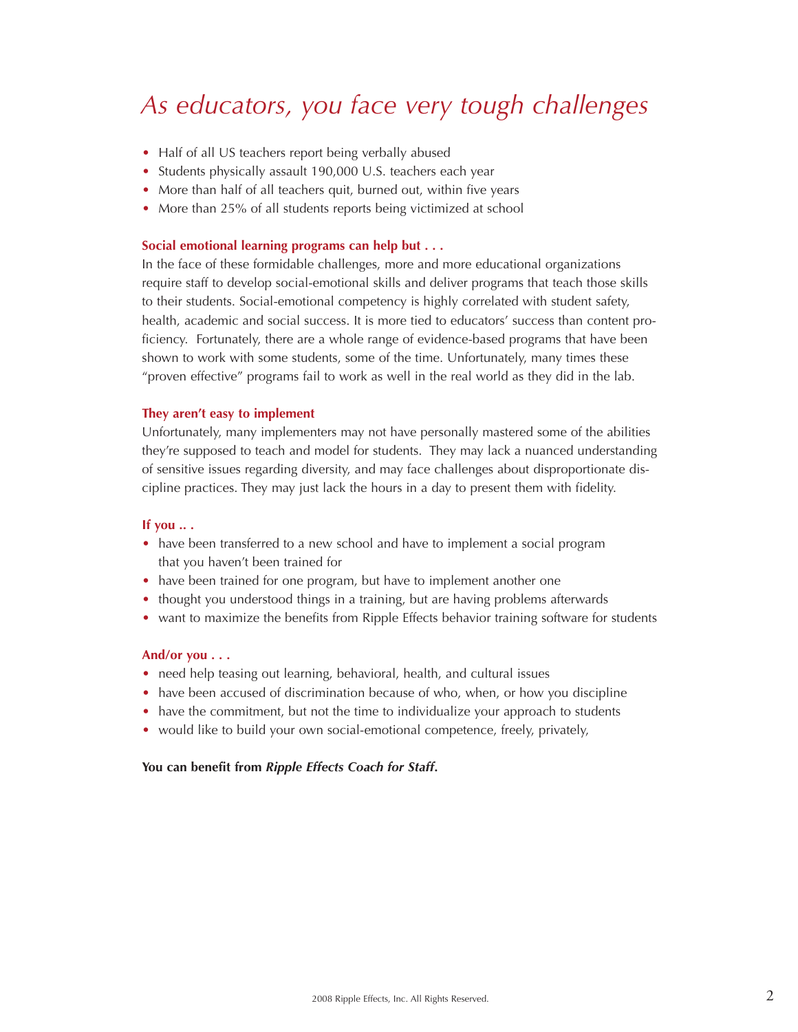# *As educators, you face very tough challenges*

- Half of all US teachers report being verbally abused
- Students physically assault 190,000 U.S. teachers each year
- More than half of all teachers quit, burned out, within five years
- More than 25% of all students reports being victimized at school

**Social emotional learning programs can help but . . .**

In the face of these formidable challenges, more and more educational organizations require staff to develop social-emotional skills and deliver programs that teach those skills to their students. Social-emotional competency is highly correlated with student safety, health, academic and social success. It is more tied to educators' success than content proficiency. Fortunately, there are a whole range of evidence-based programs that have been shown to work with some students, some of the time. Unfortunately, many times these "proven effective" programs fail to work as well in the real world as they did in the lab.

**They aren't easy to implement**

Unfortunately, many implementers may not have personally mastered some of the abilities they're supposed to teach and model for students. They may lack a nuanced understanding of sensitive issues regarding diversity, and may face challenges about disproportionate discipline practices. They may just lack the hours in a day to present them with fidelity.

**If you .. .**

- have been transferred to a new school and have to implement a social program that you haven't been trained for
- have been trained for one program, but have to implement another one
- thought you understood things in a training, but are having problems afterwards
- want to maximize the benefits from Ripple Effects behavior training software for students

**And/or you . . .**

- need help teasing out learning, behavioral, health, and cultural issues
- have been accused of discrimination because of who, when, or how you discipline
- have the commitment, but not the time to individualize your approach to students
- would like to build your own social-emotional competence, freely, privately,

**You can benefit from *Ripple Effects Coach for Staff*.**

2008 Ripple Effects, Inc. All Rights Reserved.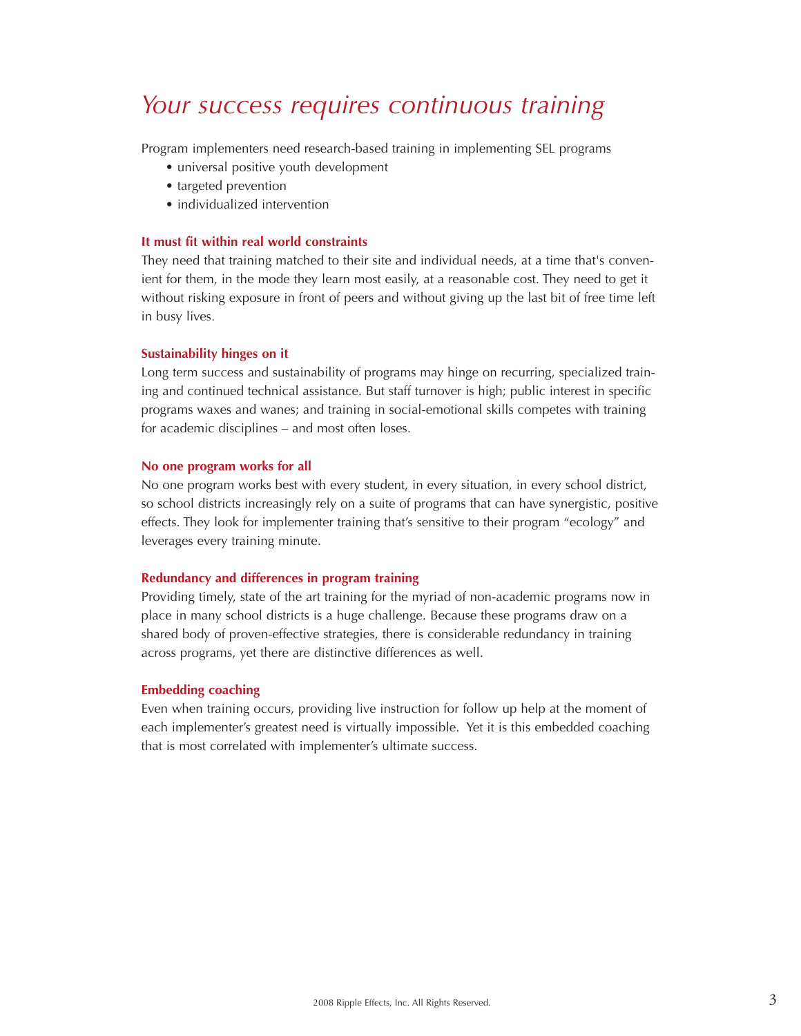# *Your success requires continuous training*

Program implementers need research-based training in implementing SEL programs

- universal positive youth development
- targeted prevention
- individualized intervention

### It must fit within real world constraints

They need that training matched to their site and individual needs, at a time that's convenient for them, in the mode they learn most easily, at a reasonable cost. They need to get it without risking exposure in front of peers and without giving up the last bit of free time left in busy lives.

### Sustainability hinges on it

Long term success and sustainability of programs may hinge on recurring, specialized training and continued technical assistance. But staff turnover is high; public interest in specific programs waxes and wanes; and training in social-emotional skills competes with training for academic disciplines – and most often loses.

### No one program works for all

No one program works best with every student, in every situation, in every school district, so school districts increasingly rely on a suite of programs that can have synergistic, positive effects. They look for implementer training that's sensitive to their program "ecology" and leverages every training minute.

### Redundancy and differences in program training

Providing timely, state of the art training for the myriad of non-academic programs now in place in many school districts is a huge challenge. Because these programs draw on a shared body of proven-effective strategies, there is considerable redundancy in training across programs, yet there are distinctive differences as well.

### Embedding coaching

Even when training occurs, providing live instruction for follow up help at the moment of each implementer's greatest need is virtually impossible. Yet it is this embedded coaching that is most correlated with implementer's ultimate success.

2008 Ripple Effects, Inc. All Rights Reserved.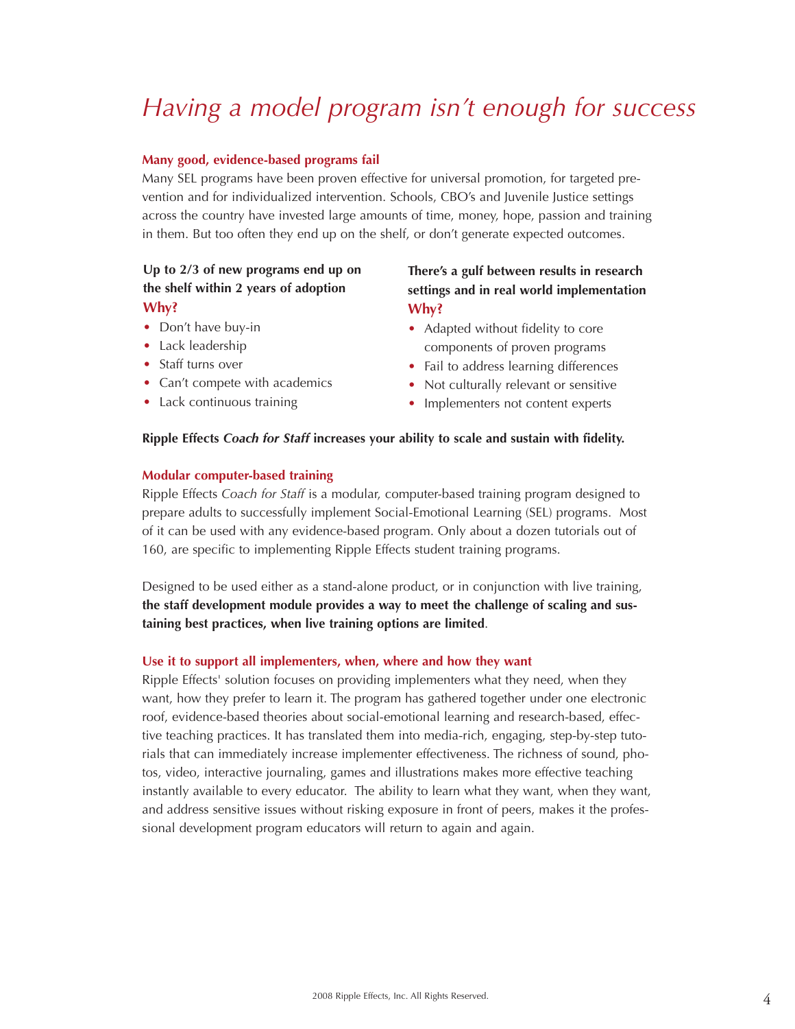# *Having a model program isn't enough for success*

### Many good, evidence-based programs fail

Many SEL programs have been proven effective for universal promotion, for targeted prevention and for individualized intervention. Schools, CBO's and Juvenile Justice settings across the country have invested large amounts of time, money, hope, passion and training in them. But too often they end up on the shelf, or don't generate expected outcomes.

**Up to 2/3 of new programs end up on the shelf within 2 years of adoption**

**Why?**

- Don't have buy-in
- Lack leadership
- Staff turns over
- Can't compete with academics
- Lack continuous training

**There's a gulf between results in research settings and in real world implementation**

**Why?**

- Adapted without fidelity to core components of proven programs
- Fail to address learning differences
- Not culturally relevant or sensitive
- Implementers not content experts

**Ripple Effects *Coach for Staff* increases your ability to scale and sustain with fidelity.**

### Modular computer-based training

Ripple Effects *Coach for Staff* is a modular, computer-based training program designed to prepare adults to successfully implement Social-Emotional Learning (SEL) programs. Most of it can be used with any evidence-based program. Only about a dozen tutorials out of 160, are specific to implementing Ripple Effects student training programs.

Designed to be used either as a stand-alone product, or in conjunction with live training, **the staff development module provides a way to meet the challenge of scaling and sustaining best practices, when live training options are limited**.

### Use it to support all implementers, when, where and how they want

Ripple Effects' solution focuses on providing implementers what they need, when they want, how they prefer to learn it. The program has gathered together under one electronic roof, evidence-based theories about social-emotional learning and research-based, effective teaching practices. It has translated them into media-rich, engaging, step-by-step tutorials that can immediately increase implementer effectiveness. The richness of sound, photos, video, interactive journaling, games and illustrations makes more effective teaching instantly available to every educator. The ability to learn what they want, when they want, and address sensitive issues without risking exposure in front of peers, makes it the professional development program educators will return to again and again.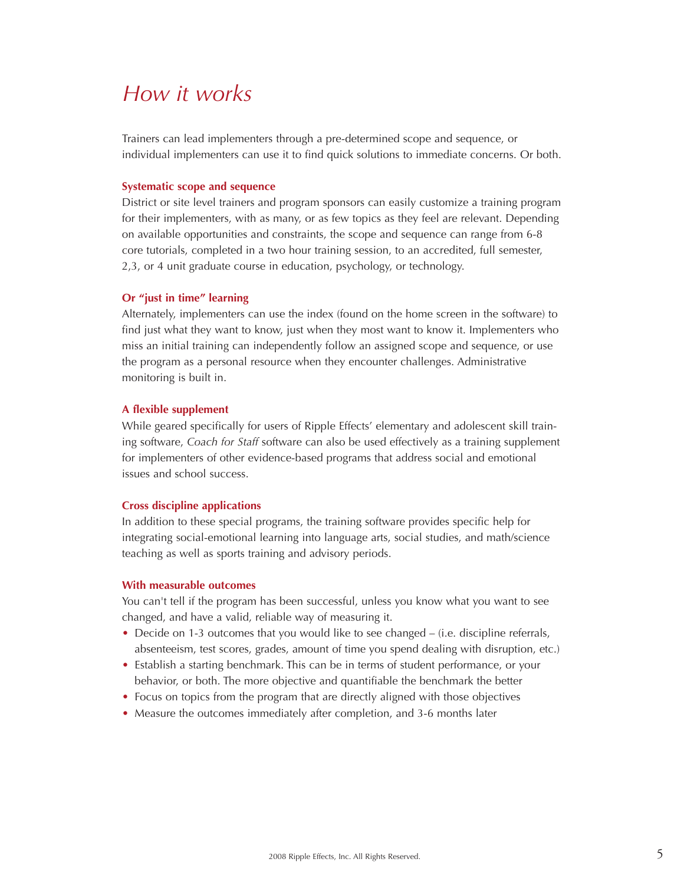# *How it works*

Trainers can lead implementers through a pre-determined scope and sequence, or individual implementers can use it to find quick solutions to immediate concerns. Or both.

### Systematic scope and sequence

District or site level trainers and program sponsors can easily customize a training program for their implementers, with as many, or as few topics as they feel are relevant. Depending on available opportunities and constraints, the scope and sequence can range from 6-8 core tutorials, completed in a two hour training session, to an accredited, full semester, 2,3, or 4 unit graduate course in education, psychology, or technology.

### Or "just in time" learning

Alternately, implementers can use the index (found on the home screen in the software) to find just what they want to know, just when they most want to know it. Implementers who miss an initial training can independently follow an assigned scope and sequence, or use the program as a personal resource when they encounter challenges. Administrative monitoring is built in.

### A flexible supplement

While geared specifically for users of Ripple Effects' elementary and adolescent skill training software, *Coach for Staff* software can also be used effectively as a training supplement for implementers of other evidence-based programs that address social and emotional issues and school success.

### Cross discipline applications

In addition to these special programs, the training software provides specific help for integrating social-emotional learning into language arts, social studies, and math/science teaching as well as sports training and advisory periods.

### With measurable outcomes

You can't tell if the program has been successful, unless you know what you want to see changed, and have a valid, reliable way of measuring it.

- Decide on 1-3 outcomes that you would like to see changed – (i.e. discipline referrals, absenteeism, test scores, grades, amount of time you spend dealing with disruption, etc.)
- Establish a starting benchmark. This can be in terms of student performance, or your behavior, or both. The more objective and quantifiable the benchmark the better
- Focus on topics from the program that are directly aligned with those objectives
- Measure the outcomes immediately after completion, and 3-6 months later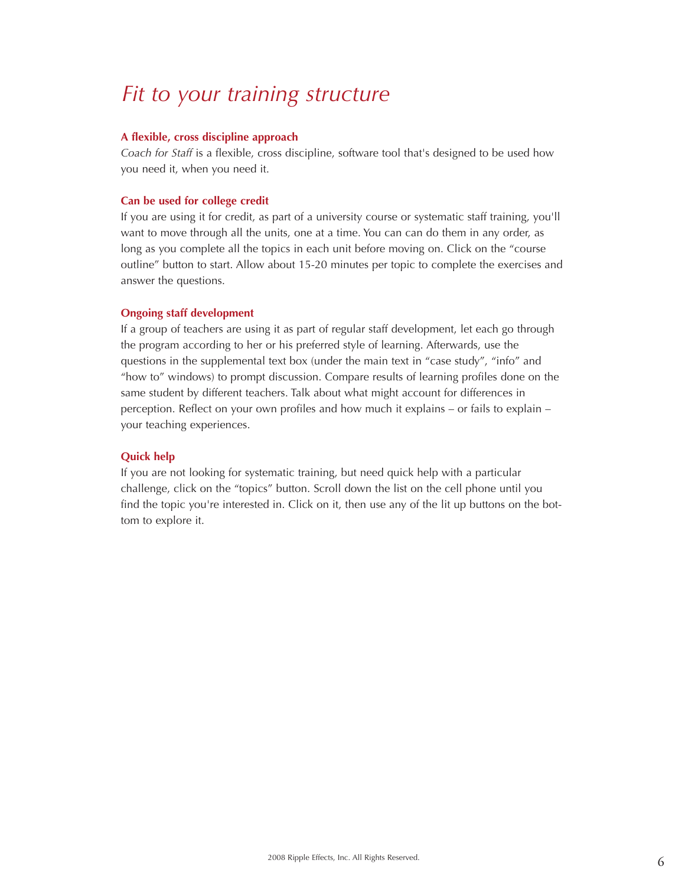# *Fit to your training structure*

**A flexible, cross discipline approach**

*Coach for Staff* is a flexible, cross discipline, software tool that's designed to be used how you need it, when you need it.

**Can be used for college credit**

If you are using it for credit, as part of a university course or systematic staff training, you'll want to move through all the units, one at a time. You can can do them in any order, as long as you complete all the topics in each unit before moving on. Click on the "course outline" button to start. Allow about 15-20 minutes per topic to complete the exercises and answer the questions.

**Ongoing staff development**

If a group of teachers are using it as part of regular staff development, let each go through the program according to her or his preferred style of learning. Afterwards, use the questions in the supplemental text box (under the main text in "case study", "info" and "how to" windows) to prompt discussion. Compare results of learning profiles done on the same student by different teachers. Talk about what might account for differences in perception. Reflect on your own profiles and how much it explains – or fails to explain – your teaching experiences.

**Quick help**

If you are not looking for systematic training, but need quick help with a particular challenge, click on the "topics" button. Scroll down the list on the cell phone until you find the topic you're interested in. Click on it, then use any of the lit up buttons on the bottom to explore it.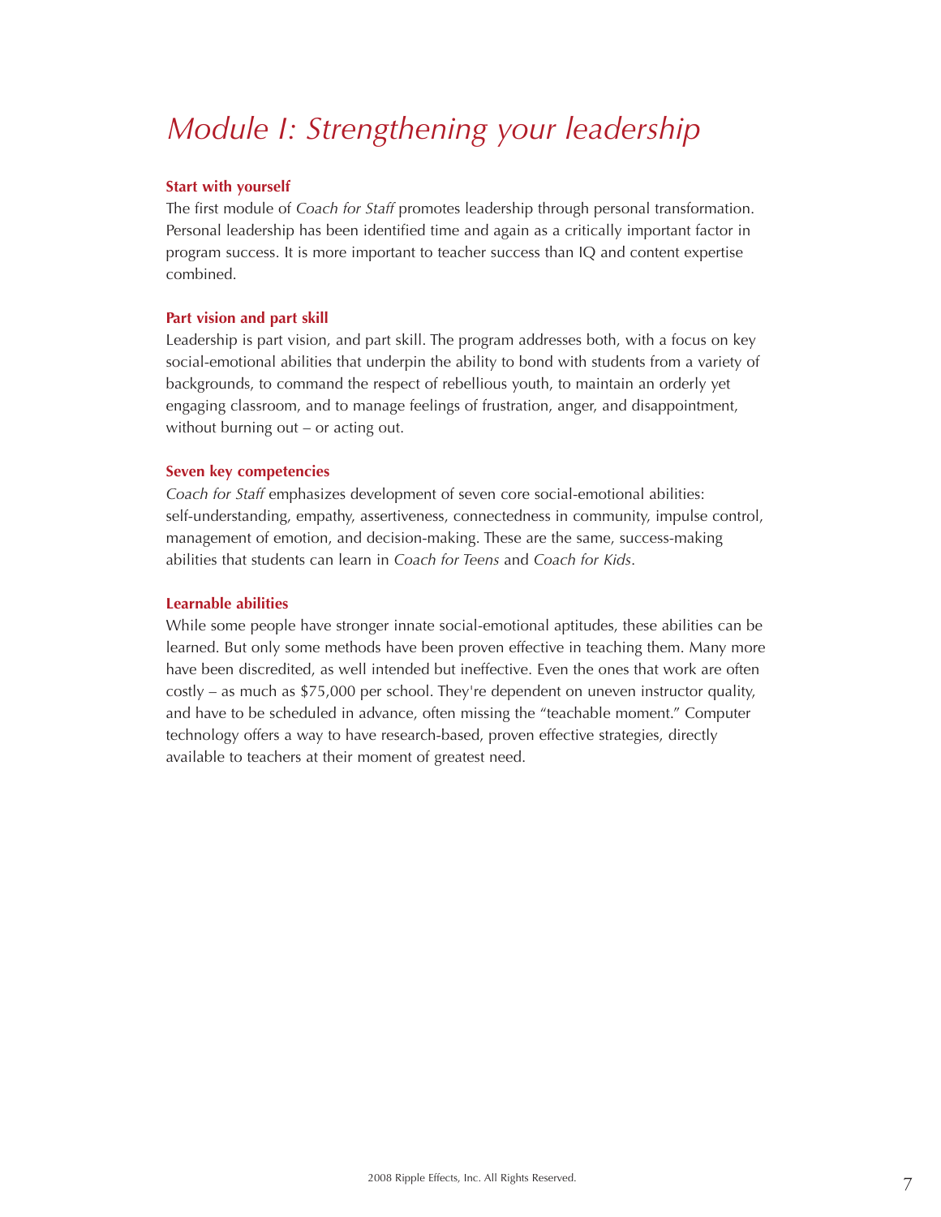# *Module I: Strengthening your leadership*

### Start with yourself

The first module of *Coach for Staff* promotes leadership through personal transformation. Personal leadership has been identified time and again as a critically important factor in program success. It is more important to teacher success than IQ and content expertise combined.

### Part vision and part skill

Leadership is part vision, and part skill. The program addresses both, with a focus on key social-emotional abilities that underpin the ability to bond with students from a variety of backgrounds, to command the respect of rebellious youth, to maintain an orderly yet engaging classroom, and to manage feelings of frustration, anger, and disappointment, without burning out – or acting out.

### Seven key competencies

*Coach for Staff* emphasizes development of seven core social-emotional abilities: self-understanding, empathy, assertiveness, connectedness in community, impulse control, management of emotion, and decision-making. These are the same, success-making abilities that students can learn in *Coach for Teens* and *Coach for Kids*.

### Learnable abilities

While some people have stronger innate social-emotional aptitudes, these abilities can be learned. But only some methods have been proven effective in teaching them. Many more have been discredited, as well intended but ineffective. Even the ones that work are often costly – as much as $75,000 per school. They're dependent on uneven instructor quality, and have to be scheduled in advance, often missing the "teachable moment." Computer technology offers a way to have research-based, proven effective strategies, directly available to teachers at their moment of greatest need.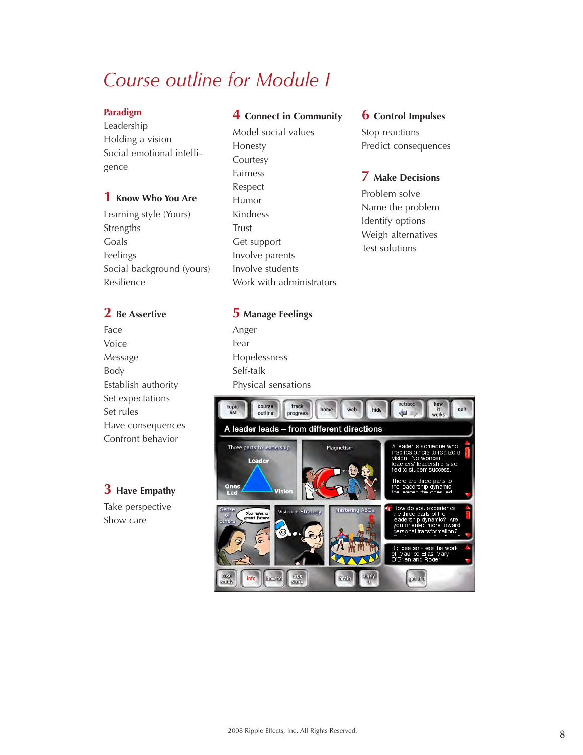# Course outline for Module I

### Paradigm

Leadership
Holding a vision
Social emotional intelligence

### 1 Know Who You Are

Learning style (Yours)
Strengths
Goals
Feelings
Social background (yours)
Resilience

### 2 Be Assertive

Face
Voice
Message
Body
Establish authority
Set expectations
Set rules
Have consequences
Confront behavior

### 3 Have Empathy

Take perspective
Show care

### 4 Connect in Community

Model social values
Honesty
Courtesy
Fairness
Respect
Humor
Kindness
Trust
Get support
Involve parents
Involve students
Work with administrators

### 5 Manage Feelings

Anger
Fear
Hopelessness
Self-talk
Physical sensations

### 6 Control Impulses

Stop reactions
Predict consequences

### 7 Make Decisions

Problem solve
Name the problem
Identify options
Weigh alternatives
Test solutions

2008 Ripple Effects, Inc. All Rights Reserved.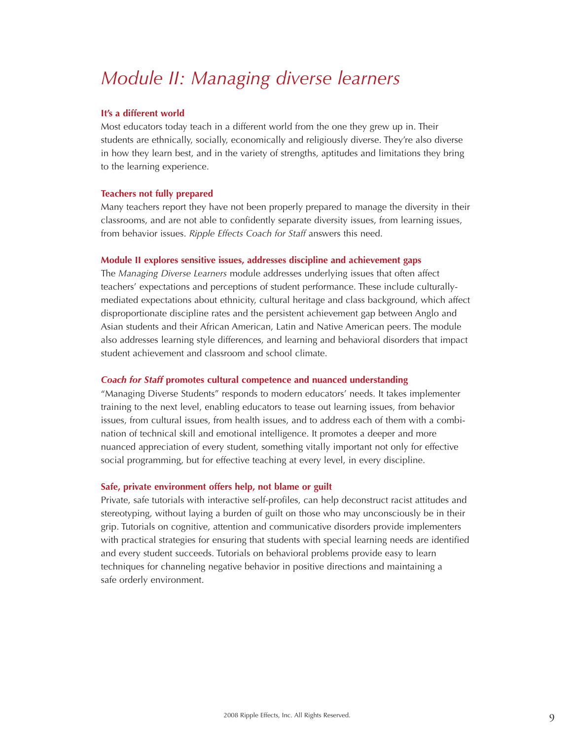# *Module II: Managing diverse learners*

### It's a different world

Most educators today teach in a different world from the one they grew up in. Their students are ethnically, socially, economically and religiously diverse. They're also diverse in how they learn best, and in the variety of strengths, aptitudes and limitations they bring to the learning experience.

### Teachers not fully prepared

Many teachers report they have not been properly prepared to manage the diversity in their classrooms, and are not able to confidently separate diversity issues, from learning issues, from behavior issues. *Ripple Effects Coach for Staff* answers this need.

### Module II explores sensitive issues, addresses discipline and achievement gaps

The *Managing Diverse Learners* module addresses underlying issues that often affect teachers' expectations and perceptions of student performance. These include culturally-mediated expectations about ethnicity, cultural heritage and class background, which affect disproportionate discipline rates and the persistent achievement gap between Anglo and Asian students and their African American, Latin and Native American peers. The module also addresses learning style differences, and learning and behavioral disorders that impact student achievement and classroom and school climate.

### *Coach for Staff* promotes cultural competence and nuanced understanding

"Managing Diverse Students" responds to modern educators' needs. It takes implementer training to the next level, enabling educators to tease out learning issues, from behavior issues, from cultural issues, from health issues, and to address each of them with a combination of technical skill and emotional intelligence. It promotes a deeper and more nuanced appreciation of every student, something vitally important not only for effective social programming, but for effective teaching at every level, in every discipline.

### Safe, private environment offers help, not blame or guilt

Private, safe tutorials with interactive self-profiles, can help deconstruct racist attitudes and stereotyping, without laying a burden of guilt on those who may unconsciously be in their grip. Tutorials on cognitive, attention and communicative disorders provide implementers with practical strategies for ensuring that students with special learning needs are identified and every student succeeds. Tutorials on behavioral problems provide easy to learn techniques for channeling negative behavior in positive directions and maintaining a safe orderly environment.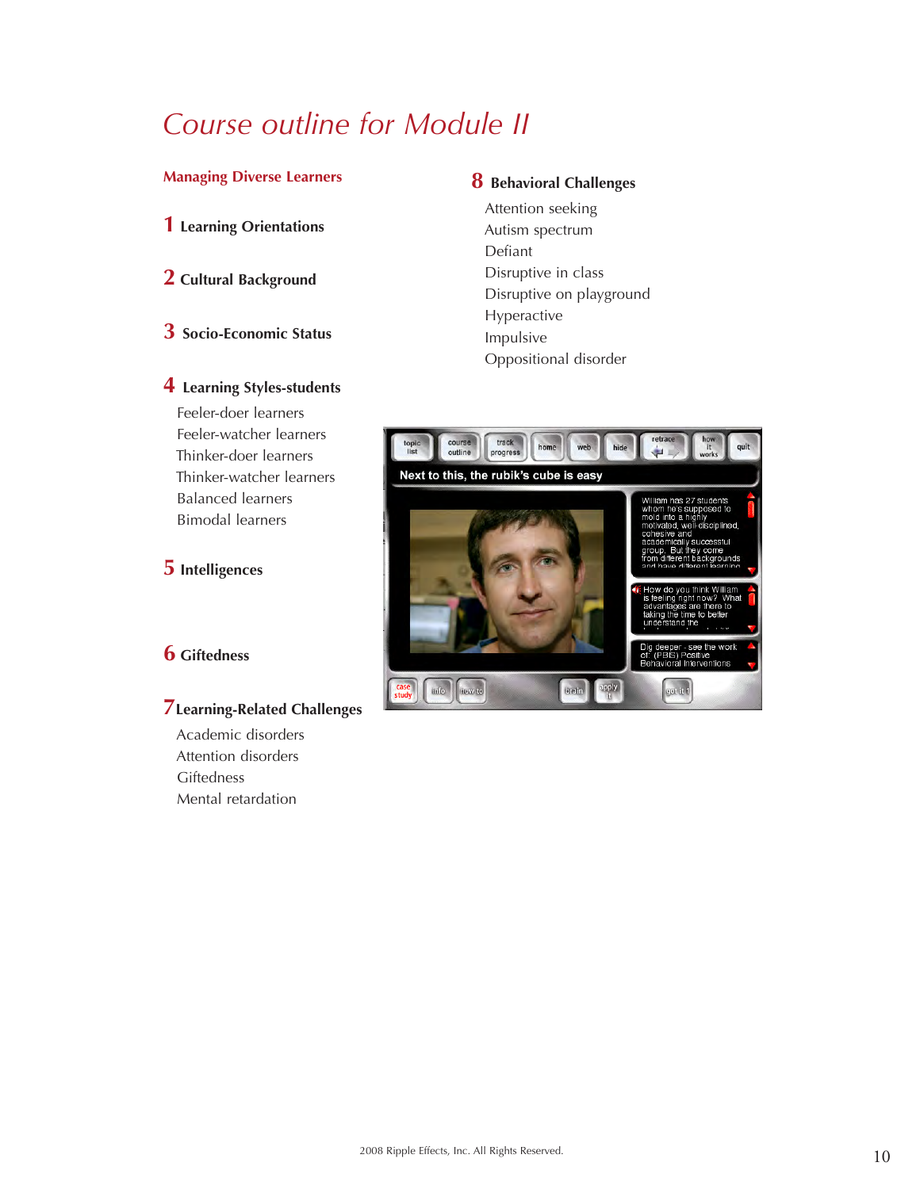# Course outline for Module II

## Managing Diverse Learners

### 1 Learning Orientations

### 2 Cultural Background

### 3 Socio-Economic Status

### 4 Learning Styles-students

Feeler-doer learners
Feeler-watcher learners
Thinker-doer learners
Thinker-watcher learners
Balanced learners
Bimodal learners

### 5 Intelligences

### 6 Giftedness

### 7 Learning-Related Challenges

Academic disorders
Attention disorders
Giftedness
Mental retardation

### 8 Behavioral Challenges

Attention seeking
Autism spectrum
Defiant
Disruptive in class
Disruptive on playground
Hyperactive
Impulsive
Oppositional disorder

2008 Ripple Effects, Inc. All Rights Reserved.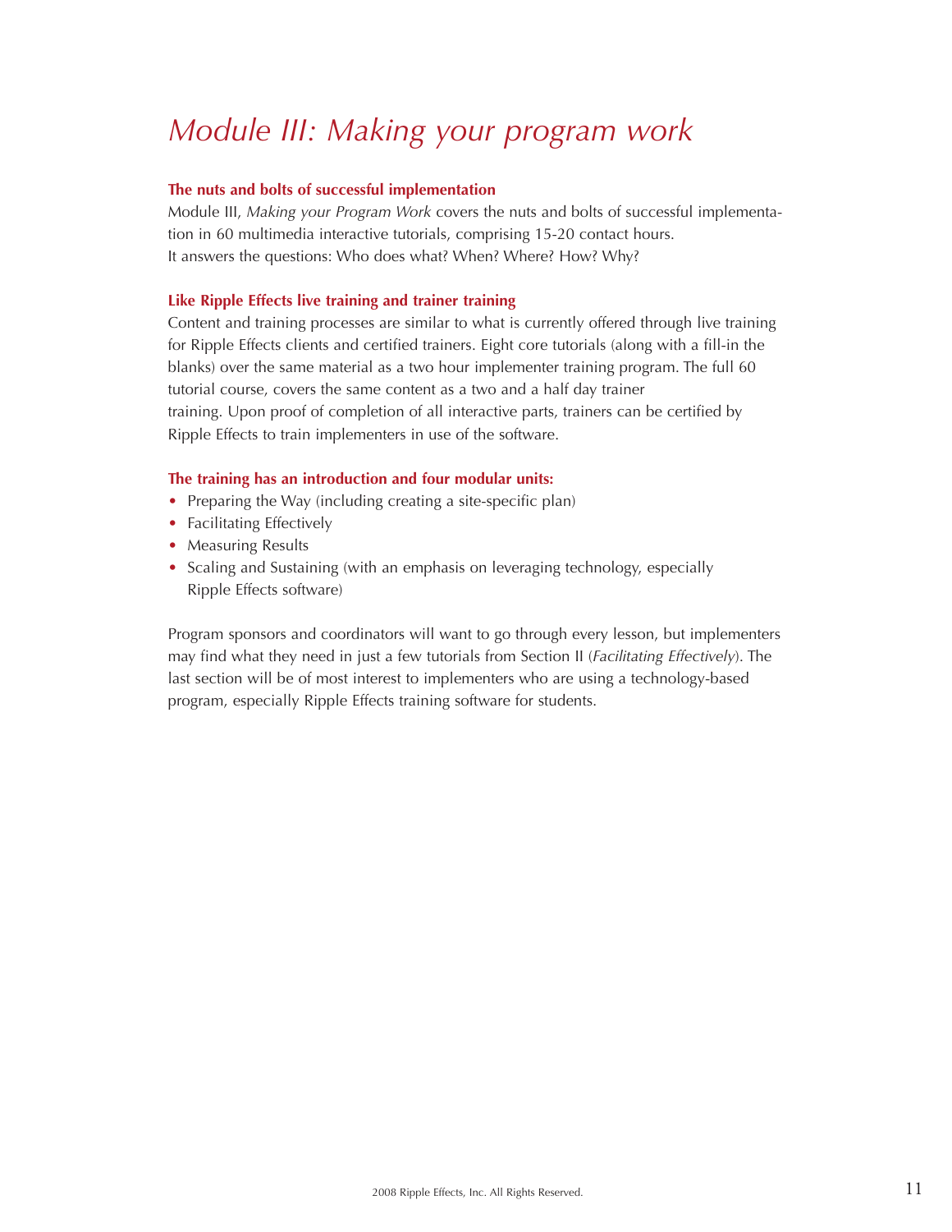# *Module III: Making your program work*

### The nuts and bolts of successful implementation

Module III, *Making your Program Work* covers the nuts and bolts of successful implementation in 60 multimedia interactive tutorials, comprising 15-20 contact hours.
It answers the questions: Who does what? When? Where? How? Why?

### Like Ripple Effects live training and trainer training

Content and training processes are similar to what is currently offered through live training for Ripple Effects clients and certified trainers. Eight core tutorials (along with a fill-in the blanks) over the same material as a two hour implementer training program. The full 60 tutorial course, covers the same content as a two and a half day trainer training. Upon proof of completion of all interactive parts, trainers can be certified by Ripple Effects to train implementers in use of the software.

### The training has an introduction and four modular units:

- Preparing the Way (including creating a site-specific plan)
- Facilitating Effectively
- Measuring Results
- Scaling and Sustaining (with an emphasis on leveraging technology, especially Ripple Effects software)

Program sponsors and coordinators will want to go through every lesson, but implementers may find what they need in just a few tutorials from Section II (*Facilitating Effectively*). The last section will be of most interest to implementers who are using a technology-based program, especially Ripple Effects training software for students.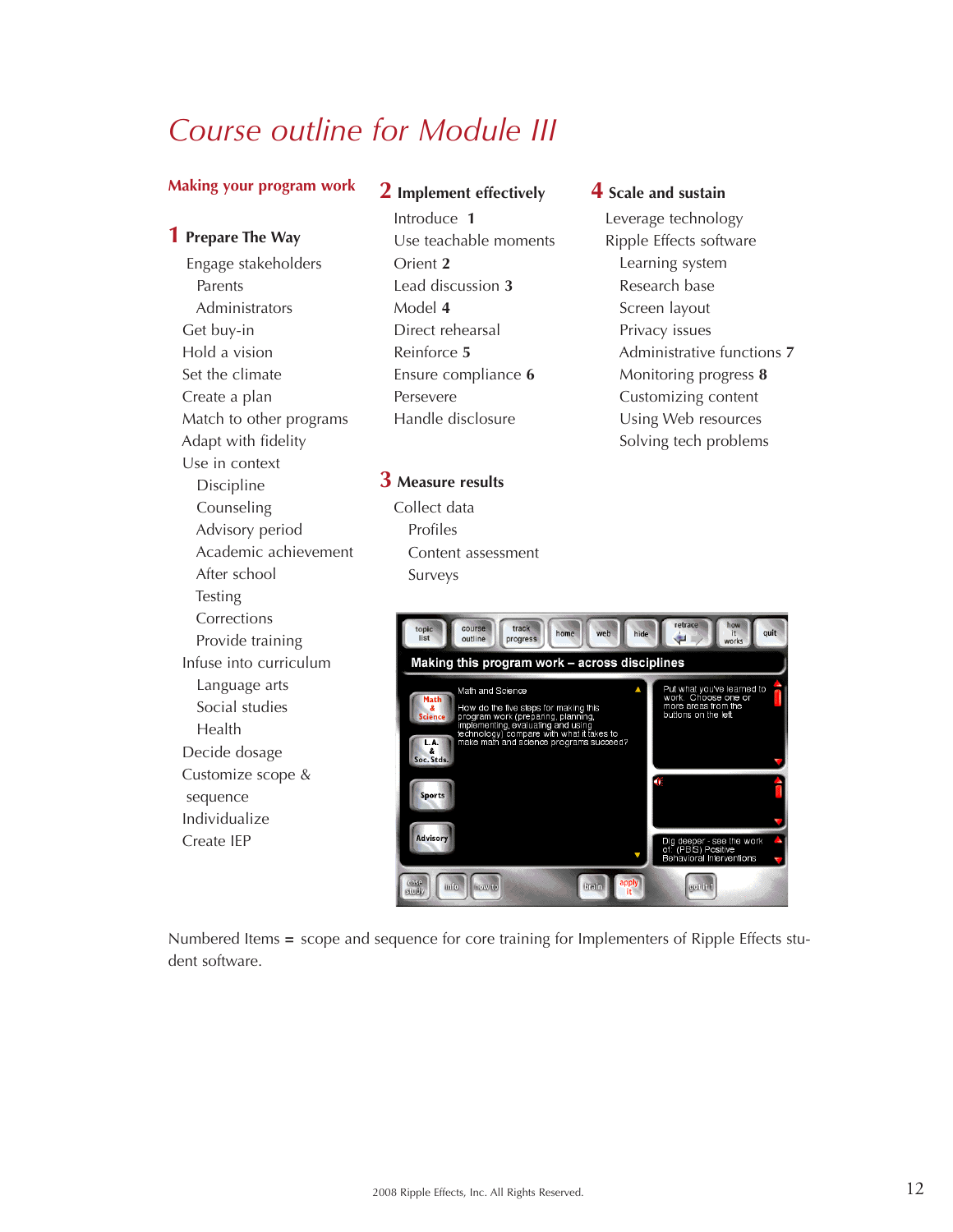# Course outline for Module III

## Making your program work

### 1 Prepare The Way

- Engage stakeholders
  - Parents
  - Administrators
- Get buy-in
- Hold a vision
- Set the climate
- Create a plan
- Match to other programs
- Adapt with fidelity
- Use in context
  - Discipline
  - Counseling
  - Advisory period
  - Academic achievement
  - After school
  - Testing
  - Corrections
  - Provide training
- Infuse into curriculum
  - Language arts
  - Social studies
  - Health
- Decide dosage
- Customize scope & sequence
- Individualize
- Create IEP

### 2 Implement effectively

- Introduce **1**
- Use teachable moments
- Orient **2**
- Lead discussion **3**
- Model **4**
- Direct rehearsal
- Reinforce **5**
- Ensure compliance **6**
- Persevere
- Handle disclosure

### 3 Measure results

- Collect data
  - Profiles
  - Content assessment
  - Surveys

### 4 Scale and sustain

- Leverage technology
- Ripple Effects software
  - Learning system
  - Research base
  - Screen layout
  - Privacy issues
  - Administrative functions **7**
  - Monitoring progress **8**
  - Customizing content
  - Using Web resources
  - Solving tech problems

Numbered Items = scope and sequence for core training for Implementers of Ripple Effects student software.

2008 Ripple Effects, Inc. All Rights Reserved.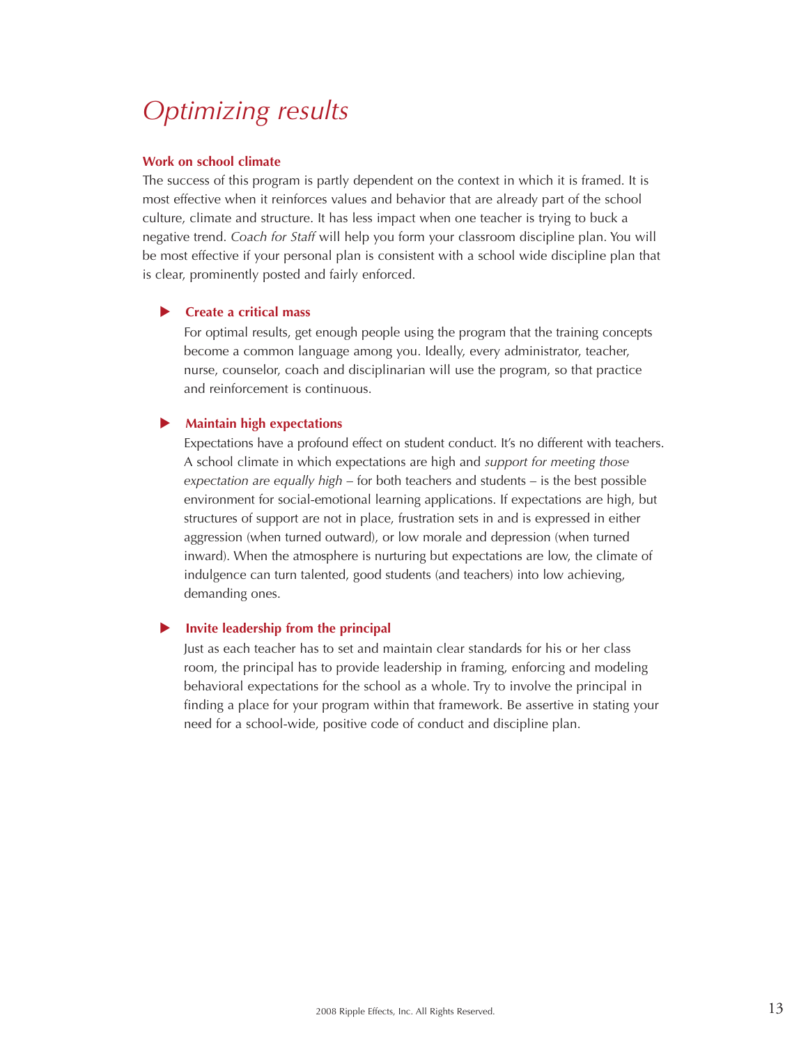# Optimizing results

### Work on school climate

The success of this program is partly dependent on the context in which it is framed. It is most effective when it reinforces values and behavior that are already part of the school culture, climate and structure. It has less impact when one teacher is trying to buck a negative trend. *Coach for Staff* will help you form your classroom discipline plan. You will be most effective if your personal plan is consistent with a school wide discipline plan that is clear, prominently posted and fairly enforced.

- **Create a critical mass**

  For optimal results, get enough people using the program that the training concepts become a common language among you. Ideally, every administrator, teacher, nurse, counselor, coach and disciplinarian will use the program, so that practice and reinforcement is continuous.

- **Maintain high expectations**

  Expectations have a profound effect on student conduct. It's no different with teachers. A school climate in which expectations are high and *support for meeting those expectation are equally high* – for both teachers and students – is the best possible environment for social-emotional learning applications. If expectations are high, but structures of support are not in place, frustration sets in and is expressed in either aggression (when turned outward), or low morale and depression (when turned inward). When the atmosphere is nurturing but expectations are low, the climate of indulgence can turn talented, good students (and teachers) into low achieving, demanding ones.

- **Invite leadership from the principal**

  Just as each teacher has to set and maintain clear standards for his or her class room, the principal has to provide leadership in framing, enforcing and modeling behavioral expectations for the school as a whole. Try to involve the principal in finding a place for your program within that framework. Be assertive in stating your need for a school-wide, positive code of conduct and discipline plan.

2008 Ripple Effects, Inc. All Rights Reserved.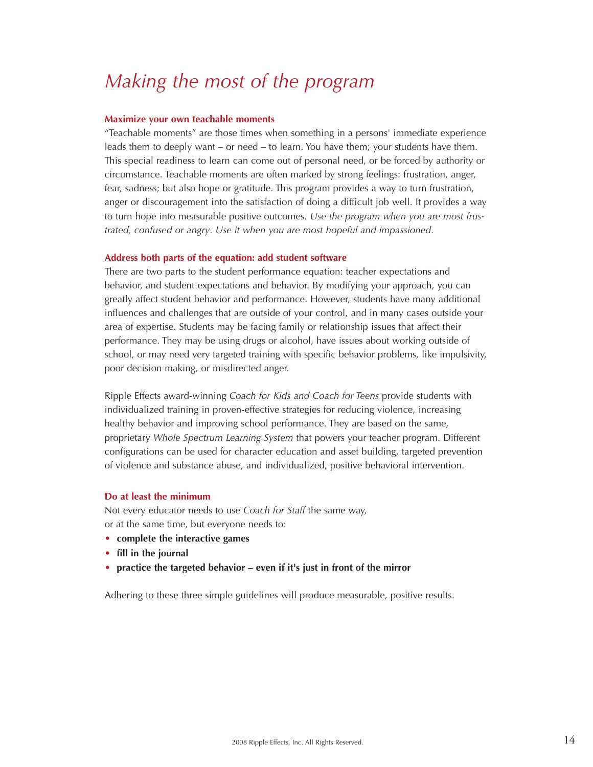# *Making the most of the program*

**Maximize your own teachable moments**

"Teachable moments" are those times when something in a persons' immediate experience leads them to deeply want – or need – to learn. You have them; your students have them. This special readiness to learn can come out of personal need, or be forced by authority or circumstance. Teachable moments are often marked by strong feelings: frustration, anger, fear, sadness; but also hope or gratitude. This program provides a way to turn frustration, anger or discouragement into the satisfaction of doing a difficult job well. It provides a way to turn hope into measurable positive outcomes. *Use the program when you are most frustrated, confused or angry*. *Use it when you are most hopeful and impassioned*.

**Address both parts of the equation: add student software**

There are two parts to the student performance equation: teacher expectations and behavior, and student expectations and behavior. By modifying your approach, you can greatly affect student behavior and performance. However, students have many additional influences and challenges that are outside of your control, and in many cases outside your area of expertise. Students may be facing family or relationship issues that affect their performance. They may be using drugs or alcohol, have issues about working outside of school, or may need very targeted training with specific behavior problems, like impulsivity, poor decision making, or misdirected anger.

Ripple Effects award-winning *Coach for Kids and Coach for Teens* provide students with individualized training in proven-effective strategies for reducing violence, increasing healthy behavior and improving school performance. They are based on the same, proprietary *Whole Spectrum Learning System* that powers your teacher program. Different configurations can be used for character education and asset building, targeted prevention of violence and substance abuse, and individualized, positive behavioral intervention.

**Do at least the minimum**

Not every educator needs to use *Coach for Staff* the same way, or at the same time, but everyone needs to:

- **complete the interactive games**
- **fill in the journal**
- **practice the targeted behavior – even if it's just in front of the mirror**

Adhering to these three simple guidelines will produce measurable, positive results.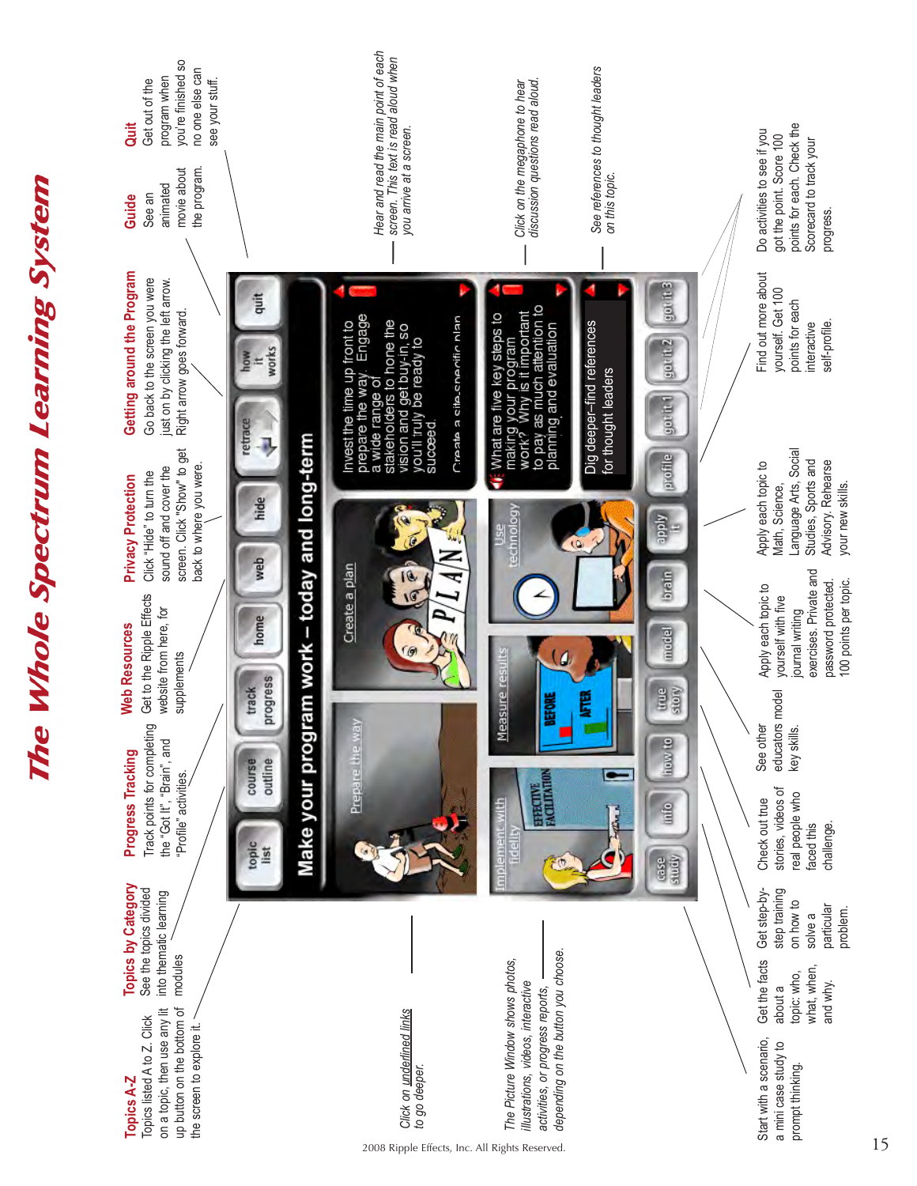# The Whole Spectrum Learning System

**Topics A-Z**
Topics listed A to Z. Click on a topic, then use any lit up button on the bottom of the screen to explore it.

**Topics by Category**
See the topics divided into thematic learning modules

**Progress Tracking**
Track points for completing the "Got It", "Brain", and "Profile" activities.

**Web Resources**
Get to the Ripple Effects website from here, for supplements

**Privacy Protection**
Click "Hide" to turn the sound off and cover the screen. Click "Show" to get back to where you were.

**Getting around the Program**
Go back to the screen you were just on by clicking the left arrow. Right arrow goes forward.

**Guide**
See an animated movie about the program.

**Quit**
Get out of the program when you're finished so no one else can see your stuff.

*Hear and read the main point of each screen. This text is read aloud when you arrive at a screen.*

*Click on the megaphone to hear discussion questions read aloud.*

*See references to thought leaders on this topic.*

*Click on underlined links to go deeper.*

*The Picture Window shows photos, illustrations, videos, interactive activities, or progress reports, depending on the button you choose.*

Start with a scenario, a mini case study to prompt thinking.

Get the facts about a topic: who, what, when, and why.

Get step-by-step training on how to solve a particular problem.

Check out true stories, videos of real people who faced this challenge.

See other educators model key skills.

Apply each topic to yourself with five journal writing exercises. Private and password protected. 100 points per topic.

Apply each topic to Math, Science, Language Arts, Social Studies, Sports and Advisory. Rehearse your new skills.

Find out more about yourself. Get 100 points for each interactive self-profile.

Do activities to see if you got the point. Score 100 points for each. Check the Scorecard to track your progress.

2008 Ripple Effects, Inc. All Rights Reserved.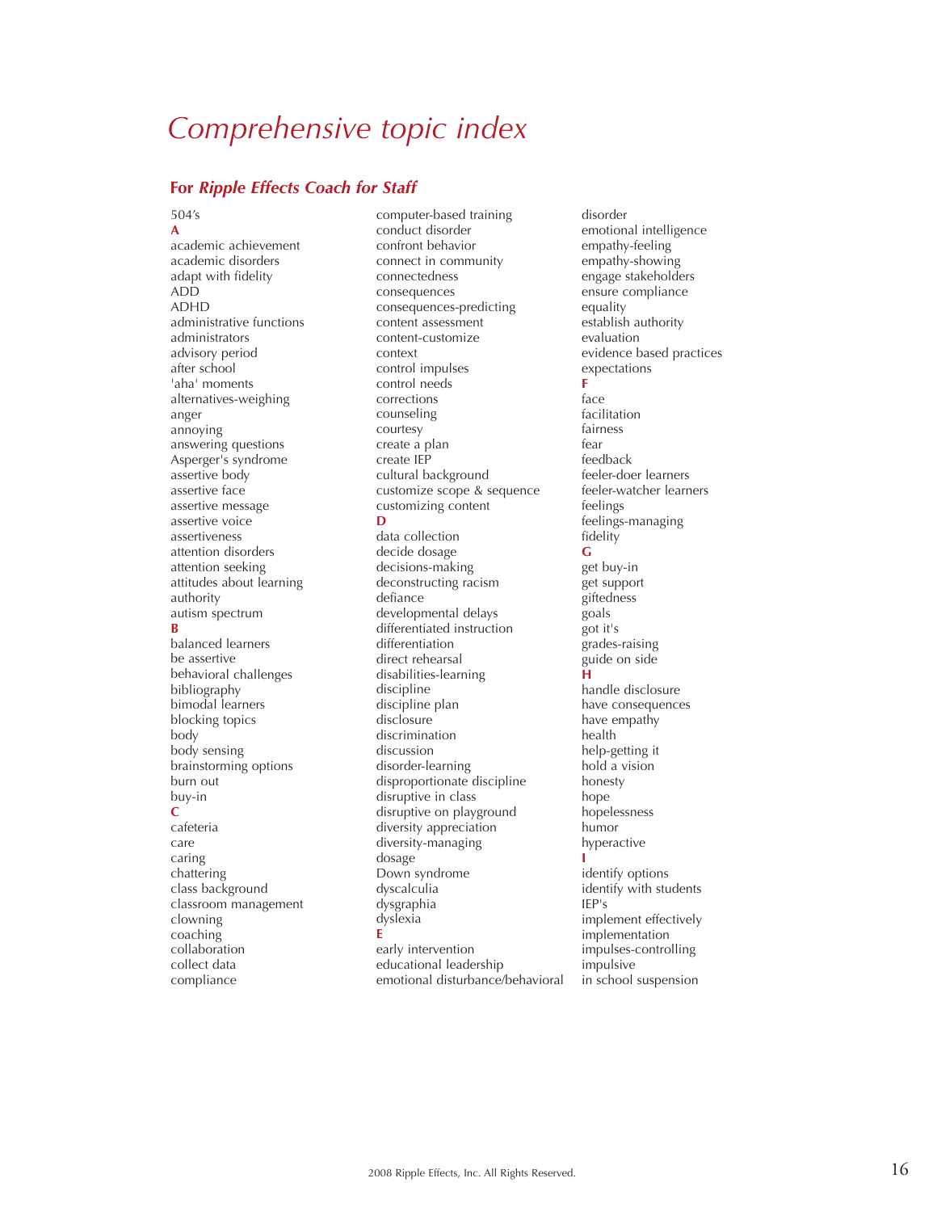# Comprehensive topic index

## For *Ripple Effects Coach for Staff*

504's

**A**

academic achievement
academic disorders
adapt with fidelity
ADD
ADHD
administrative functions
administrators
advisory period
after school
'aha' moments
alternatives-weighing
anger
annoying
answering questions
Asperger's syndrome
assertive body
assertive face
assertive message
assertive voice
assertiveness
attention disorders
attention seeking
attitudes about learning
authority
autism spectrum

**B**

balanced learners
be assertive
behavioral challenges
bibliography
bimodal learners
blocking topics
body
body sensing
brainstorming options
burn out
buy-in

**C**

cafeteria
care
caring
chattering
class background
classroom management
clowning
coaching
collaboration
collect data
compliance
computer-based training
conduct disorder
confront behavior
connect in community
connectedness
consequences
consequences-predicting
content assessment
content-customize
context
control impulses
control needs
corrections
counseling
courtesy
create a plan
create IEP
cultural background
customize scope & sequence
customizing content

**D**

data collection
decide dosage
decisions-making
deconstructing racism
defiance
developmental delays
differentiated instruction
differentiation
direct rehearsal
disabilities-learning
discipline
discipline plan
disclosure
discrimination
discussion
disorder-learning
disproportionate discipline
disruptive in class
disruptive on playground
diversity appreciation
diversity-managing
dosage
Down syndrome
dyscalculia
dysgraphia
dyslexia

**E**

early intervention
educational leadership
emotional disturbance/behavioral disorder
emotional intelligence
empathy-feeling
empathy-showing
engage stakeholders
ensure compliance
equality
establish authority
evaluation
evidence based practices
expectations

**F**

face
facilitation
fairness
fear
feedback
feeler-doer learners
feeler-watcher learners
feelings
feelings-managing
fidelity

**G**

get buy-in
get support
giftedness
goals
got it's
grades-raising
guide on side

**H**

handle disclosure
have consequences
have empathy
health
help-getting it
hold a vision
honesty
hope
hopelessness
humor
hyperactive

**I**

identify options
identify with students
IEP's
implement effectively
implementation
impulses-controlling
impulsive
in school suspension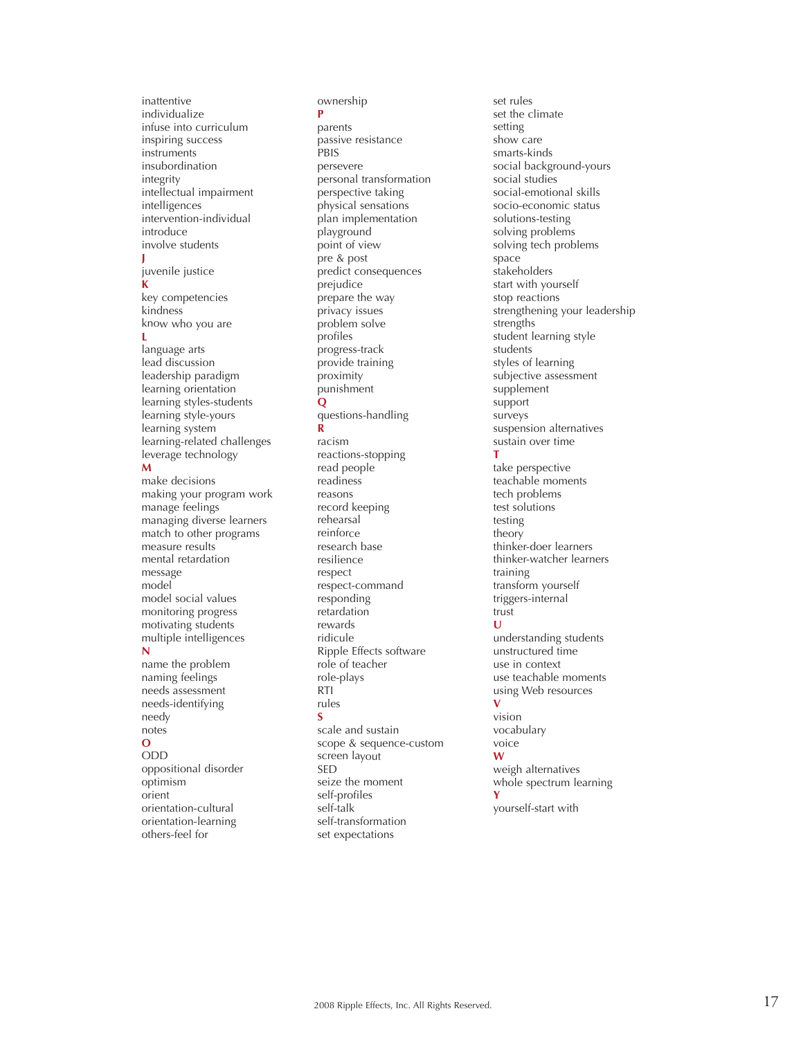inattentive
individualize
infuse into curriculum
inspiring success
instruments
insubordination
integrity
intellectual impairment
intelligences
intervention-individual
introduce
involve students

**J**

juvenile justice

**K**

key competencies
kindness
know who you are

**L**

language arts
lead discussion
leadership paradigm
learning orientation
learning styles-students
learning style-yours
learning system
learning-related challenges
leverage technology

**M**

make decisions
making your program work
manage feelings
managing diverse learners
match to other programs
measure results
mental retardation
message
model
model social values
monitoring progress
motivating students
multiple intelligences

**N**

name the problem
naming feelings
needs assessment
needs-identifying
needy
notes

**O**

ODD
oppositional disorder
optimism
orient
orientation-cultural
orientation-learning
others-feel for
ownership

**P**

parents
passive resistance
PBIS
persevere
personal transformation
perspective taking
physical sensations
plan implementation
playground
point of view
pre & post
predict consequences
prejudice
prepare the way
privacy issues
problem solve
profiles
progress-track
provide training
proximity
punishment

**Q**

questions-handling

**R**

racism
reactions-stopping
read people
readiness
reasons
record keeping
rehearsal
reinforce
research base
resilience
respect
respect-command
responding
retardation
rewards
ridicule
Ripple Effects software
role of teacher
role-plays
RTI
rules

**S**

scale and sustain
scope & sequence-custom
screen layout
SED
seize the moment
self-profiles
self-talk
self-transformation
set expectations
set rules
set the climate
setting
show care
smarts-kinds
social background-yours
social studies
social-emotional skills
socio-economic status
solutions-testing
solving problems
solving tech problems
space
stakeholders
start with yourself
stop reactions
strengthening your leadership
strengths
student learning style
students
styles of learning
subjective assessment
supplement
support
surveys
suspension alternatives
sustain over time

**T**

take perspective
teachable moments
tech problems
test solutions
testing
theory
thinker-doer learners
thinker-watcher learners
training
transform yourself
triggers-internal
trust

**U**

understanding students
unstructured time
use in context
use teachable moments
using Web resources

**V**

vision
vocabulary
voice

**W**

weigh alternatives
whole spectrum learning

**Y**

yourself-start with

2008 Ripple Effects, Inc. All Rights Reserved.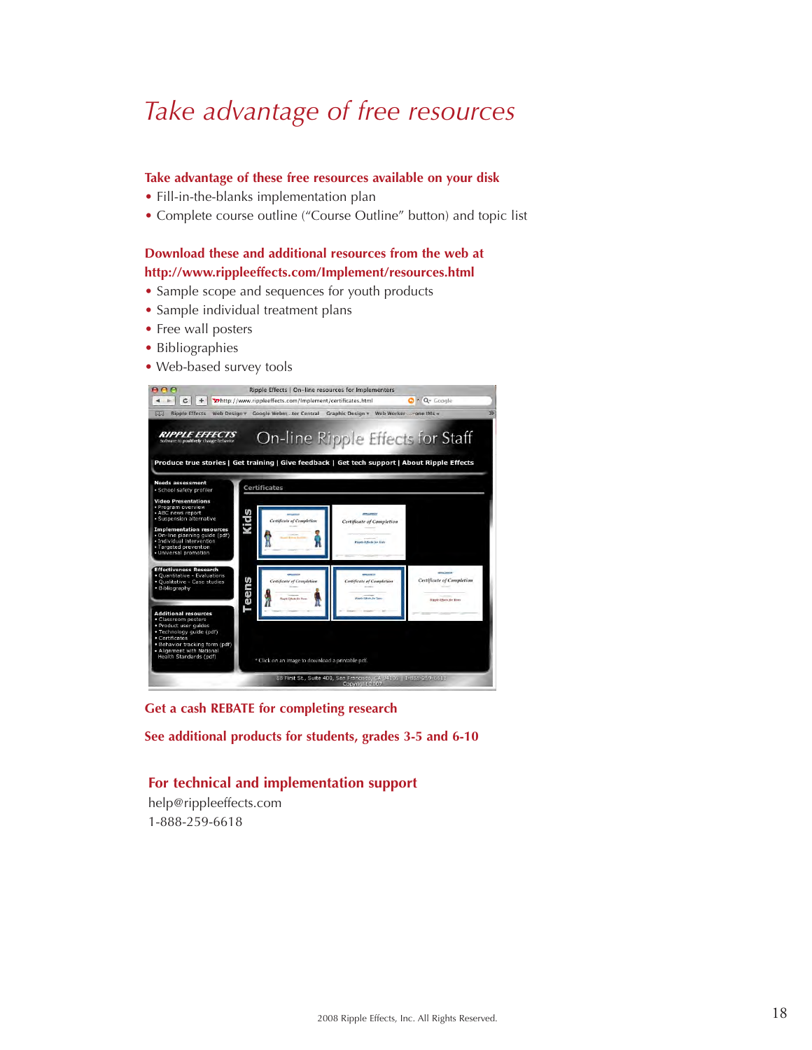# Take advantage of free resources

### Take advantage of these free resources available on your disk

- Fill-in-the-blanks implementation plan
- Complete course outline ("Course Outline" button) and topic list

### Download these and additional resources from the web at http://www.rippleeffects.com/Implement/resources.html

- Sample scope and sequences for youth products
- Sample individual treatment plans
- Free wall posters
- Bibliographies
- Web-based survey tools

### Get a cash REBATE for completing research

### See additional products for students, grades 3-5 and 6-10

### For technical and implementation support

help@rippleeffects.com
1-888-259-6618

2008 Ripple Effects, Inc. All Rights Reserved.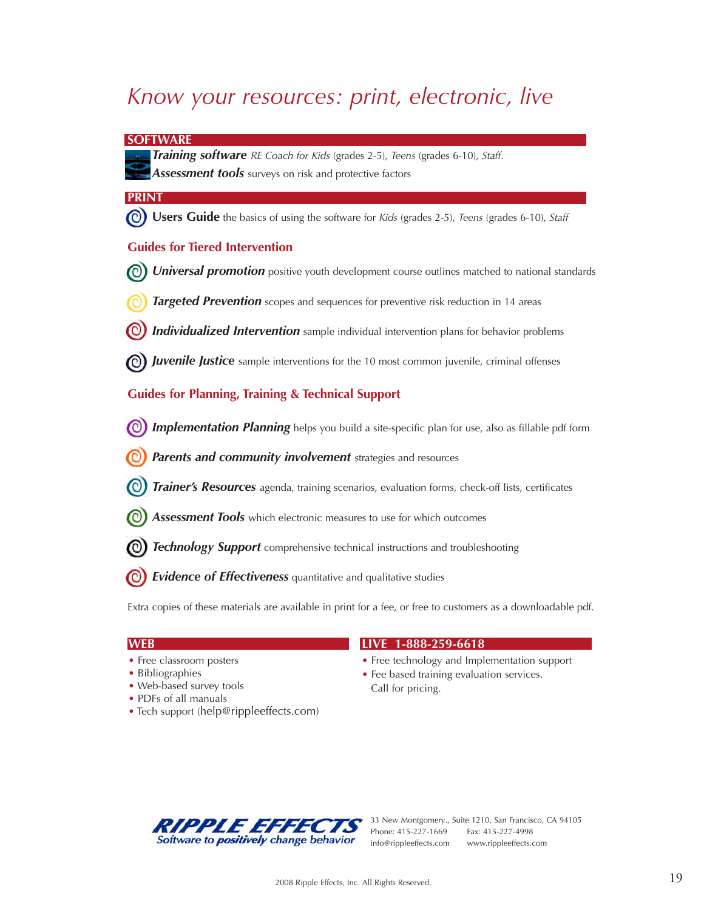# *Know your resources: print, electronic, live*

## SOFTWARE

***Training software*** *RE Coach for Kids* (grades 2-5), *Teens* (grades 6-10), *Staff*.

***Assessment tools*** surveys on risk and protective factors

## PRINT

**Users Guide** the basics of using the software for *Kids* (grades 2-5), *Teens* (grades 6-10), *Staff*

### Guides for Tiered Intervention

***Universal promotion*** positive youth development course outlines matched to national standards

***Targeted Prevention*** scopes and sequences for preventive risk reduction in 14 areas

***Individualized Intervention*** sample individual intervention plans for behavior problems

***Juvenile Justice*** sample interventions for the 10 most common juvenile, criminal offenses

### Guides for Planning, Training & Technical Support

***Implementation Planning*** helps you build a site-specific plan for use, also as fillable pdf form

***Parents and community involvement*** strategies and resources

***Trainer's Resources*** agenda, training scenarios, evaluation forms, check-off lists, certificates

***Assessment Tools*** which electronic measures to use for which outcomes

***Technology Support*** comprehensive technical instructions and troubleshooting

***Evidence of Effectiveness*** quantitative and qualitative studies

Extra copies of these materials are available in print for a fee, or free to customers as a downloadable pdf.

## WEB

- Free classroom posters
- Bibliographies
- Web-based survey tools
- PDFs of all manuals
- Tech support (help@rippleeffects.com)

## LIVE 1-888-259-6618

- Free technology and Implementation support
- Fee based training evaluation services. Call for pricing.

**RIPPLE EFFECTS**
Software to *positively* change behavior

33 New Montgomery., Suite 1210, San Francisco, CA 94105
Phone: 415-227-1669 Fax: 415-227-4998
info@rippleeffects.com www.rippleeffects.com

2008 Ripple Effects, Inc. All Rights Reserved.